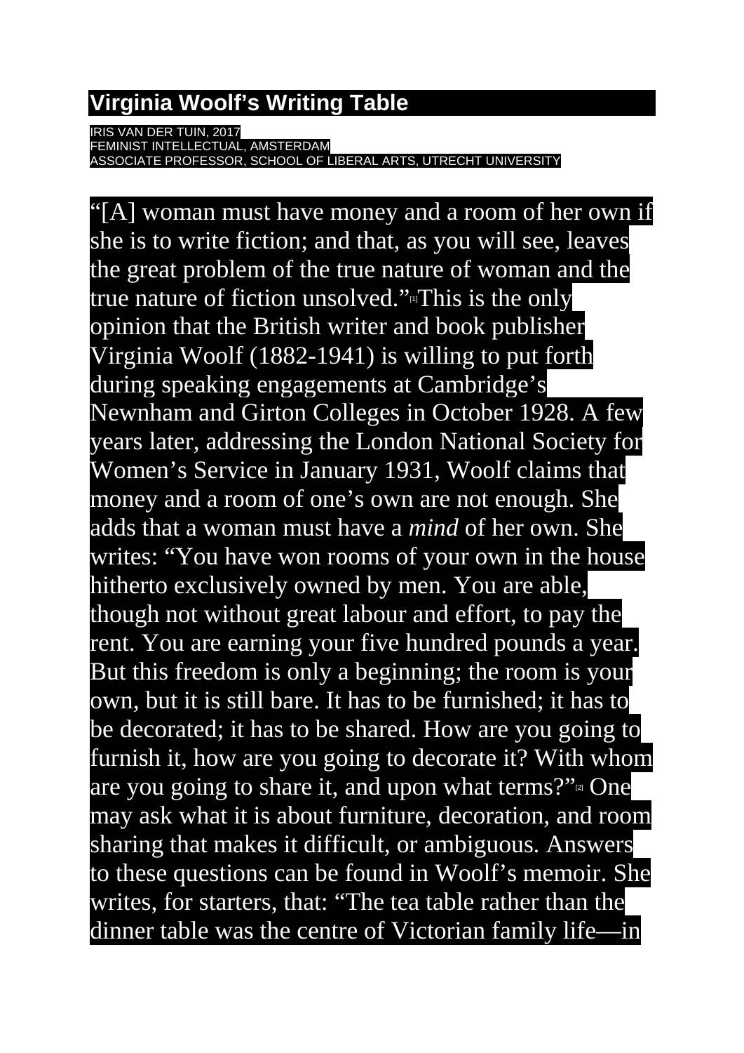# Virginia Woolf's Writing Table

IRIS VAN DER TUIN, 2017
FEMINIST INTELLECTUAL, AMSTERDAM
ASSOCIATE PROFESSOR, SCHOOL OF LIBERAL ARTS, UTRECHT UNIVERSITY

"[A] woman must have money and a room of her own if she is to write fiction; and that, as you will see, leaves the great problem of the true nature of woman and the true nature of fiction unsolved."[1] This is the only opinion that the British writer and book publisher Virginia Woolf (1882-1941) is willing to put forth during speaking engagements at Cambridge's Newnham and Girton Colleges in October 1928. A few years later, addressing the London National Society for Women's Service in January 1931, Woolf claims that money and a room of one's own are not enough. She adds that a woman must have a *mind* of her own. She writes: "You have won rooms of your own in the house hitherto exclusively owned by men. You are able, though not without great labour and effort, to pay the rent. You are earning your five hundred pounds a year. But this freedom is only a beginning; the room is your own, but it is still bare. It has to be furnished; it has to be decorated; it has to be shared. How are you going to furnish it, how are you going to decorate it? With whom are you going to share it, and upon what terms?"[2] One may ask what it is about furniture, decoration, and room sharing that makes it difficult, or ambiguous. Answers to these questions can be found in Woolf's memoir. She writes, for starters, that: "The tea table rather than the dinner table was the centre of Victorian family life—in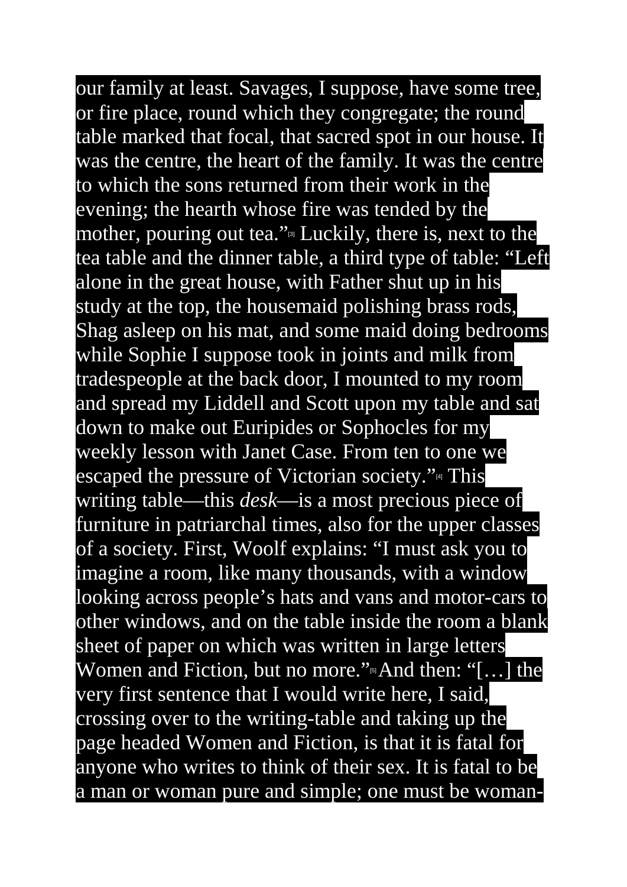our family at least. Savages, I suppose, have some tree, or fire place, round which they congregate; the round table marked that focal, that sacred spot in our house. It was the centre, the heart of the family. It was the centre to which the sons returned from their work in the evening; the hearth whose fire was tended by the mother, pouring out tea."[3] Luckily, there is, next to the tea table and the dinner table, a third type of table: "Left alone in the great house, with Father shut up in his study at the top, the housemaid polishing brass rods, Shag asleep on his mat, and some maid doing bedrooms while Sophie I suppose took in joints and milk from tradespeople at the back door, I mounted to my room and spread my Liddell and Scott upon my table and sat down to make out Euripides or Sophocles for my weekly lesson with Janet Case. From ten to one we escaped the pressure of Victorian society."[4] This writing table—this *desk*—is a most precious piece of furniture in patriarchal times, also for the upper classes of a society. First, Woolf explains: "I must ask you to imagine a room, like many thousands, with a window looking across people's hats and vans and motor-cars to other windows, and on the table inside the room a blank sheet of paper on which was written in large letters Women and Fiction, but no more."[5] And then: "[…] the very first sentence that I would write here, I said, crossing over to the writing-table and taking up the page headed Women and Fiction, is that it is fatal for anyone who writes to think of their sex. It is fatal to be a man or woman pure and simple; one must be woman-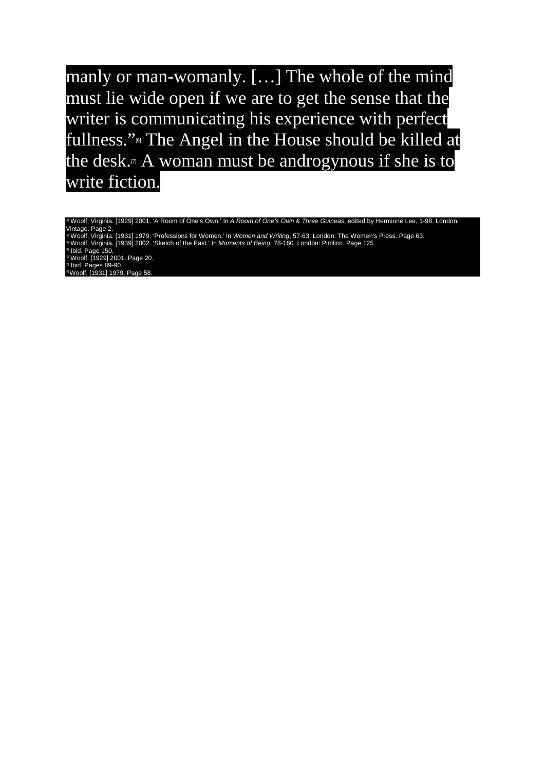manly or man-womanly. […] The whole of the mind must lie wide open if we are to get the sense that the writer is communicating his experience with perfect fullness."[6] The Angel in the House should be killed at the desk.[7] A woman must be androgynous if she is to write fiction.

[1] Woolf, Virginia. [1929] 2001. 'A Room of One's Own.' In *A Room of One's Own & Three Guineas*, edited by Hermione Lee, 1-98. London: Vintage. Page 2.
[2] Woolf, Virginia. [1931] 1979. 'Professions for Women.' In *Women and Writing*, 57-63. London: The Women's Press. Page 63.
[3] Woolf, Virginia. [1939] 2002. 'Sketch of the Past.' In *Moments of Being*, 78-160. London: Pimlico. Page 125
[4] Ibid. Page 150.
[5] Woolf. [1929] 2001. Page 20.
[6] Ibid. Pages 89-90.
[7] Woolf. [1931] 1979. Page 58.